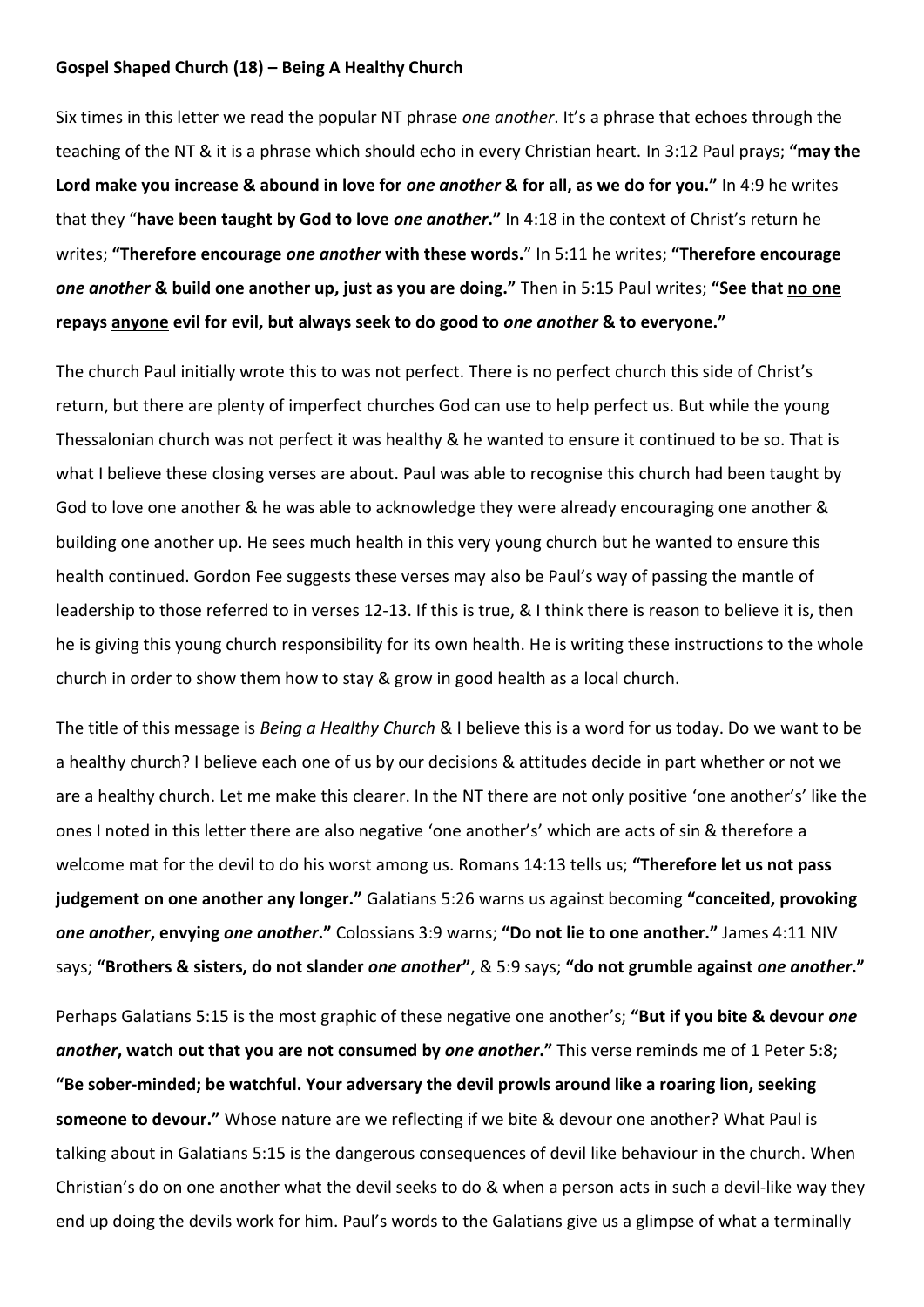**Gospel Shaped Church (18) – Being A Healthy Church**

Six times in this letter we read the popular NT phrase *one another*. It's a phrase that echoes through the teaching of the NT & it is a phrase which should echo in every Christian heart. In 3:12 Paul prays; **"may the Lord make you increase & abound in love for *one another* & for all, as we do for you."** In 4:9 he writes that they "**have been taught by God to love *one another*."** In 4:18 in the context of Christ's return he writes; **"Therefore encourage *one another* with these words.**" In 5:11 he writes; **"Therefore encourage *one another* & build one another up, just as you are doing."** Then in 5:15 Paul writes; **"See that <u>no one</u> repays <u>anyone</u> evil for evil, but always seek to do good to *one another* & to everyone."**

The church Paul initially wrote this to was not perfect. There is no perfect church this side of Christ's return, but there are plenty of imperfect churches God can use to help perfect us. But while the young Thessalonian church was not perfect it was healthy & he wanted to ensure it continued to be so. That is what I believe these closing verses are about. Paul was able to recognise this church had been taught by God to love one another & he was able to acknowledge they were already encouraging one another & building one another up. He sees much health in this very young church but he wanted to ensure this health continued. Gordon Fee suggests these verses may also be Paul's way of passing the mantle of leadership to those referred to in verses 12-13. If this is true, & I think there is reason to believe it is, then he is giving this young church responsibility for its own health. He is writing these instructions to the whole church in order to show them how to stay & grow in good health as a local church.

The title of this message is *Being a Healthy Church* & I believe this is a word for us today. Do we want to be a healthy church? I believe each one of us by our decisions & attitudes decide in part whether or not we are a healthy church. Let me make this clearer. In the NT there are not only positive 'one another's' like the ones I noted in this letter there are also negative 'one another's' which are acts of sin & therefore a welcome mat for the devil to do his worst among us. Romans 14:13 tells us; **"Therefore let us not pass judgement on one another any longer."** Galatians 5:26 warns us against becoming **"conceited, provoking *one another*, envying *one another*."** Colossians 3:9 warns; **"Do not lie to one another."** James 4:11 NIV says; **"Brothers & sisters, do not slander *one another*"**, & 5:9 says; **"do not grumble against *one another*."**

Perhaps Galatians 5:15 is the most graphic of these negative one another's; **"But if you bite & devour *one another*, watch out that you are not consumed by *one another*."** This verse reminds me of 1 Peter 5:8; **"Be sober-minded; be watchful. Your adversary the devil prowls around like a roaring lion, seeking someone to devour."** Whose nature are we reflecting if we bite & devour one another? What Paul is talking about in Galatians 5:15 is the dangerous consequences of devil like behaviour in the church. When Christian's do on one another what the devil seeks to do & when a person acts in such a devil-like way they end up doing the devils work for him. Paul's words to the Galatians give us a glimpse of what a terminally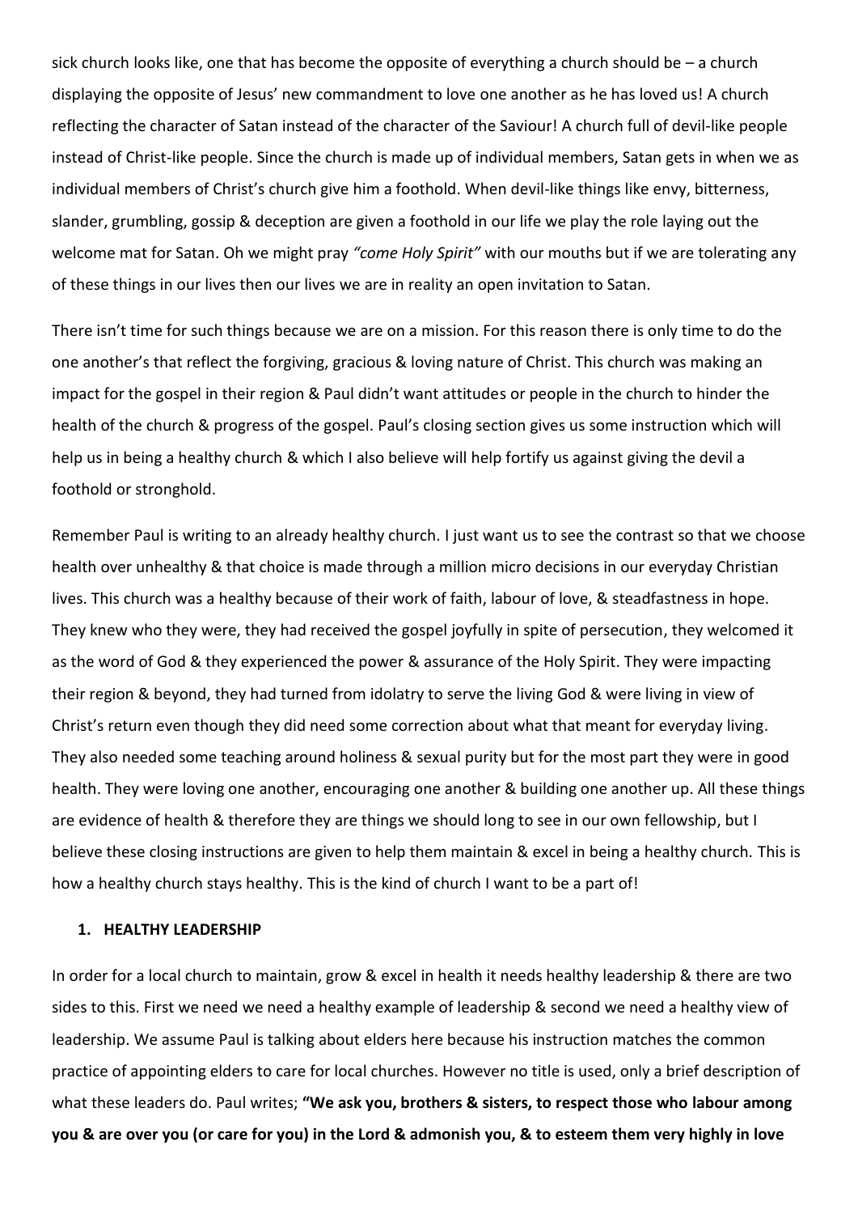sick church looks like, one that has become the opposite of everything a church should be – a church displaying the opposite of Jesus' new commandment to love one another as he has loved us! A church reflecting the character of Satan instead of the character of the Saviour! A church full of devil-like people instead of Christ-like people. Since the church is made up of individual members, Satan gets in when we as individual members of Christ's church give him a foothold. When devil-like things like envy, bitterness, slander, grumbling, gossip & deception are given a foothold in our life we play the role laying out the welcome mat for Satan. Oh we might pray *"come Holy Spirit"* with our mouths but if we are tolerating any of these things in our lives then our lives we are in reality an open invitation to Satan.

There isn't time for such things because we are on a mission. For this reason there is only time to do the one another's that reflect the forgiving, gracious & loving nature of Christ. This church was making an impact for the gospel in their region & Paul didn't want attitudes or people in the church to hinder the health of the church & progress of the gospel. Paul's closing section gives us some instruction which will help us in being a healthy church & which I also believe will help fortify us against giving the devil a foothold or stronghold.

Remember Paul is writing to an already healthy church. I just want us to see the contrast so that we choose health over unhealthy & that choice is made through a million micro decisions in our everyday Christian lives. This church was a healthy because of their work of faith, labour of love, & steadfastness in hope. They knew who they were, they had received the gospel joyfully in spite of persecution, they welcomed it as the word of God & they experienced the power & assurance of the Holy Spirit. They were impacting their region & beyond, they had turned from idolatry to serve the living God & were living in view of Christ's return even though they did need some correction about what that meant for everyday living. They also needed some teaching around holiness & sexual purity but for the most part they were in good health. They were loving one another, encouraging one another & building one another up. All these things are evidence of health & therefore they are things we should long to see in our own fellowship, but I believe these closing instructions are given to help them maintain & excel in being a healthy church. This is how a healthy church stays healthy. This is the kind of church I want to be a part of!

1. **HEALTHY LEADERSHIP**

In order for a local church to maintain, grow & excel in health it needs healthy leadership & there are two sides to this. First we need we need a healthy example of leadership & second we need a healthy view of leadership. We assume Paul is talking about elders here because his instruction matches the common practice of appointing elders to care for local churches. However no title is used, only a brief description of what these leaders do. Paul writes; **"We ask you, brothers & sisters, to respect those who labour among you & are over you (or care for you) in the Lord & admonish you, & to esteem them very highly in love**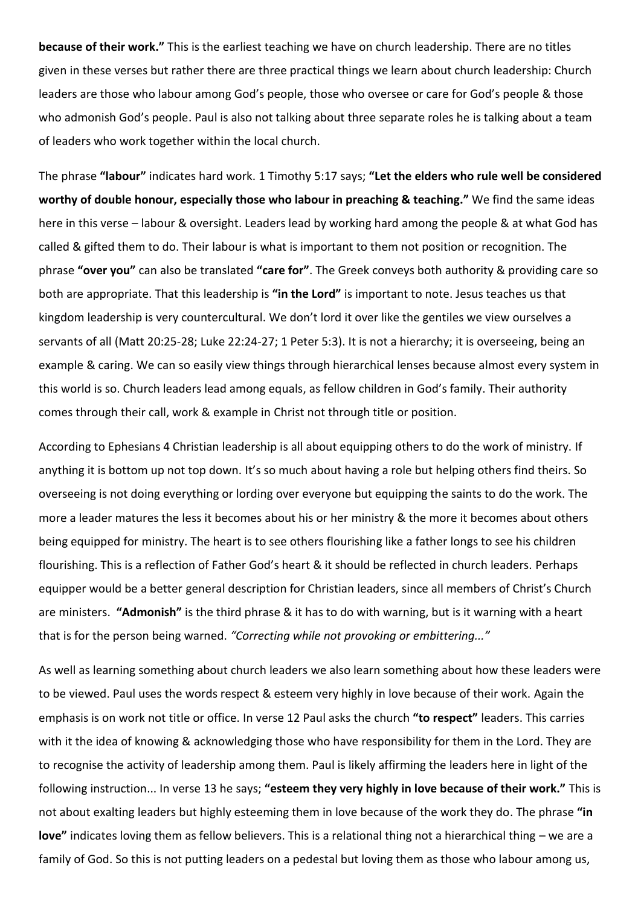**because of their work."** This is the earliest teaching we have on church leadership. There are no titles given in these verses but rather there are three practical things we learn about church leadership: Church leaders are those who labour among God's people, those who oversee or care for God's people & those who admonish God's people. Paul is also not talking about three separate roles he is talking about a team of leaders who work together within the local church.

The phrase **"labour"** indicates hard work. 1 Timothy 5:17 says; **"Let the elders who rule well be considered worthy of double honour, especially those who labour in preaching & teaching."** We find the same ideas here in this verse – labour & oversight. Leaders lead by working hard among the people & at what God has called & gifted them to do. Their labour is what is important to them not position or recognition. The phrase **"over you"** can also be translated **"care for"**. The Greek conveys both authority & providing care so both are appropriate. That this leadership is **"in the Lord"** is important to note. Jesus teaches us that kingdom leadership is very countercultural. We don't lord it over like the gentiles we view ourselves a servants of all (Matt 20:25-28; Luke 22:24-27; 1 Peter 5:3). It is not a hierarchy; it is overseeing, being an example & caring. We can so easily view things through hierarchical lenses because almost every system in this world is so. Church leaders lead among equals, as fellow children in God's family. Their authority comes through their call, work & example in Christ not through title or position.

According to Ephesians 4 Christian leadership is all about equipping others to do the work of ministry. If anything it is bottom up not top down. It's so much about having a role but helping others find theirs. So overseeing is not doing everything or lording over everyone but equipping the saints to do the work. The more a leader matures the less it becomes about his or her ministry & the more it becomes about others being equipped for ministry. The heart is to see others flourishing like a father longs to see his children flourishing. This is a reflection of Father God's heart & it should be reflected in church leaders. Perhaps equipper would be a better general description for Christian leaders, since all members of Christ's Church are ministers. **"Admonish"** is the third phrase & it has to do with warning, but is it warning with a heart that is for the person being warned. *"Correcting while not provoking or embittering..."*

As well as learning something about church leaders we also learn something about how these leaders were to be viewed. Paul uses the words respect & esteem very highly in love because of their work. Again the emphasis is on work not title or office. In verse 12 Paul asks the church **"to respect"** leaders. This carries with it the idea of knowing & acknowledging those who have responsibility for them in the Lord. They are to recognise the activity of leadership among them. Paul is likely affirming the leaders here in light of the following instruction... In verse 13 he says; **"esteem they very highly in love because of their work."** This is not about exalting leaders but highly esteeming them in love because of the work they do. The phrase **"in love"** indicates loving them as fellow believers. This is a relational thing not a hierarchical thing – we are a family of God. So this is not putting leaders on a pedestal but loving them as those who labour among us,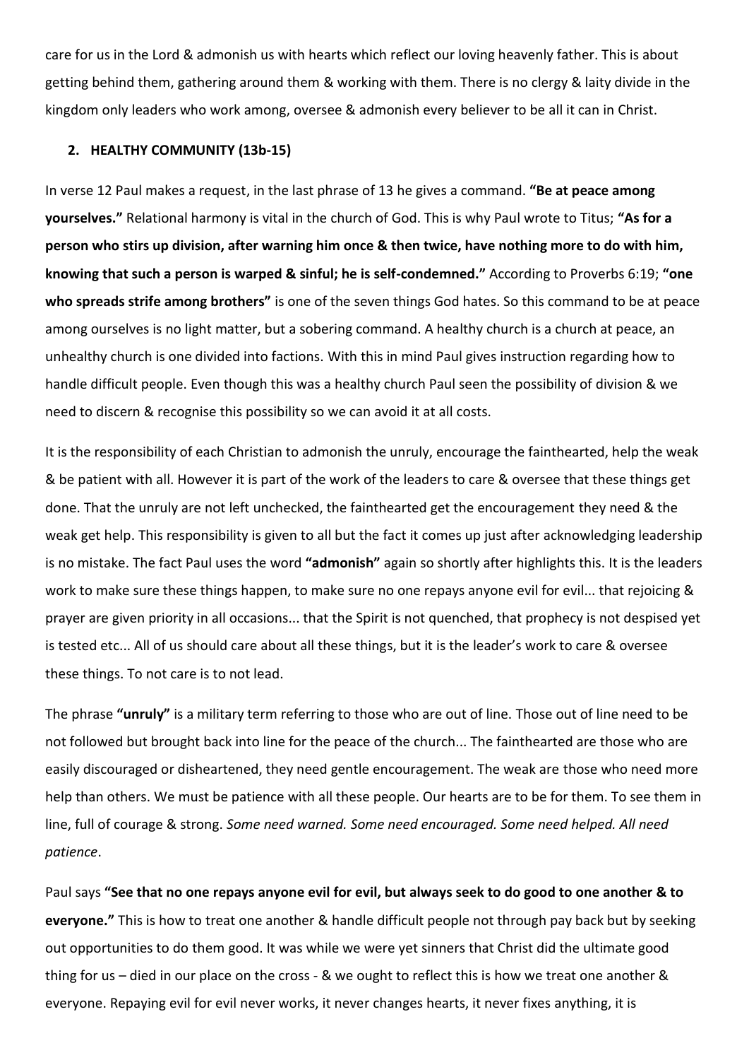care for us in the Lord & admonish us with hearts which reflect our loving heavenly father. This is about getting behind them, gathering around them & working with them. There is no clergy & laity divide in the kingdom only leaders who work among, oversee & admonish every believer to be all it can in Christ.

2. **HEALTHY COMMUNITY (13b-15)**

In verse 12 Paul makes a request, in the last phrase of 13 he gives a command. **"Be at peace among yourselves."** Relational harmony is vital in the church of God. This is why Paul wrote to Titus; **"As for a person who stirs up division, after warning him once & then twice, have nothing more to do with him, knowing that such a person is warped & sinful; he is self-condemned."** According to Proverbs 6:19; **"one who spreads strife among brothers"** is one of the seven things God hates. So this command to be at peace among ourselves is no light matter, but a sobering command. A healthy church is a church at peace, an unhealthy church is one divided into factions. With this in mind Paul gives instruction regarding how to handle difficult people. Even though this was a healthy church Paul seen the possibility of division & we need to discern & recognise this possibility so we can avoid it at all costs.

It is the responsibility of each Christian to admonish the unruly, encourage the fainthearted, help the weak & be patient with all. However it is part of the work of the leaders to care & oversee that these things get done. That the unruly are not left unchecked, the fainthearted get the encouragement they need & the weak get help. This responsibility is given to all but the fact it comes up just after acknowledging leadership is no mistake. The fact Paul uses the word **"admonish"** again so shortly after highlights this. It is the leaders work to make sure these things happen, to make sure no one repays anyone evil for evil... that rejoicing & prayer are given priority in all occasions... that the Spirit is not quenched, that prophecy is not despised yet is tested etc... All of us should care about all these things, but it is the leader's work to care & oversee these things. To not care is to not lead.

The phrase **"unruly"** is a military term referring to those who are out of line. Those out of line need to be not followed but brought back into line for the peace of the church... The fainthearted are those who are easily discouraged or disheartened, they need gentle encouragement. The weak are those who need more help than others. We must be patience with all these people. Our hearts are to be for them. To see them in line, full of courage & strong. *Some need warned. Some need encouraged. Some need helped. All need patience*.

Paul says **"See that no one repays anyone evil for evil, but always seek to do good to one another & to everyone."** This is how to treat one another & handle difficult people not through pay back but by seeking out opportunities to do them good. It was while we were yet sinners that Christ did the ultimate good thing for us – died in our place on the cross - & we ought to reflect this is how we treat one another & everyone. Repaying evil for evil never works, it never changes hearts, it never fixes anything, it is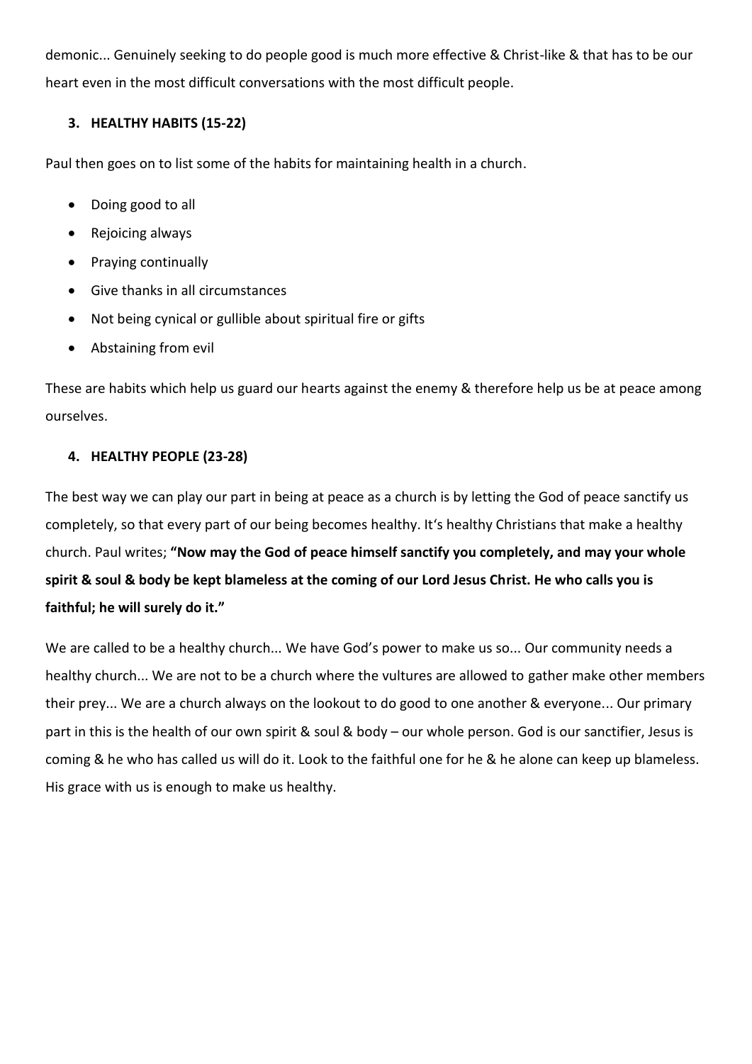demonic... Genuinely seeking to do people good is much more effective & Christ-like & that has to be our heart even in the most difficult conversations with the most difficult people.

### 3. HEALTHY HABITS (15-22)

Paul then goes on to list some of the habits for maintaining health in a church.

- Doing good to all
- Rejoicing always
- Praying continually
- Give thanks in all circumstances
- Not being cynical or gullible about spiritual fire or gifts
- Abstaining from evil

These are habits which help us guard our hearts against the enemy & therefore help us be at peace among ourselves.

### 4. HEALTHY PEOPLE (23-28)

The best way we can play our part in being at peace as a church is by letting the God of peace sanctify us completely, so that every part of our being becomes healthy. It's healthy Christians that make a healthy church. Paul writes; **"Now may the God of peace himself sanctify you completely, and may your whole spirit & soul & body be kept blameless at the coming of our Lord Jesus Christ. He who calls you is faithful; he will surely do it."**

We are called to be a healthy church... We have God's power to make us so... Our community needs a healthy church... We are not to be a church where the vultures are allowed to gather make other members their prey... We are a church always on the lookout to do good to one another & everyone... Our primary part in this is the health of our own spirit & soul & body – our whole person. God is our sanctifier, Jesus is coming & he who has called us will do it. Look to the faithful one for he & he alone can keep up blameless. His grace with us is enough to make us healthy.